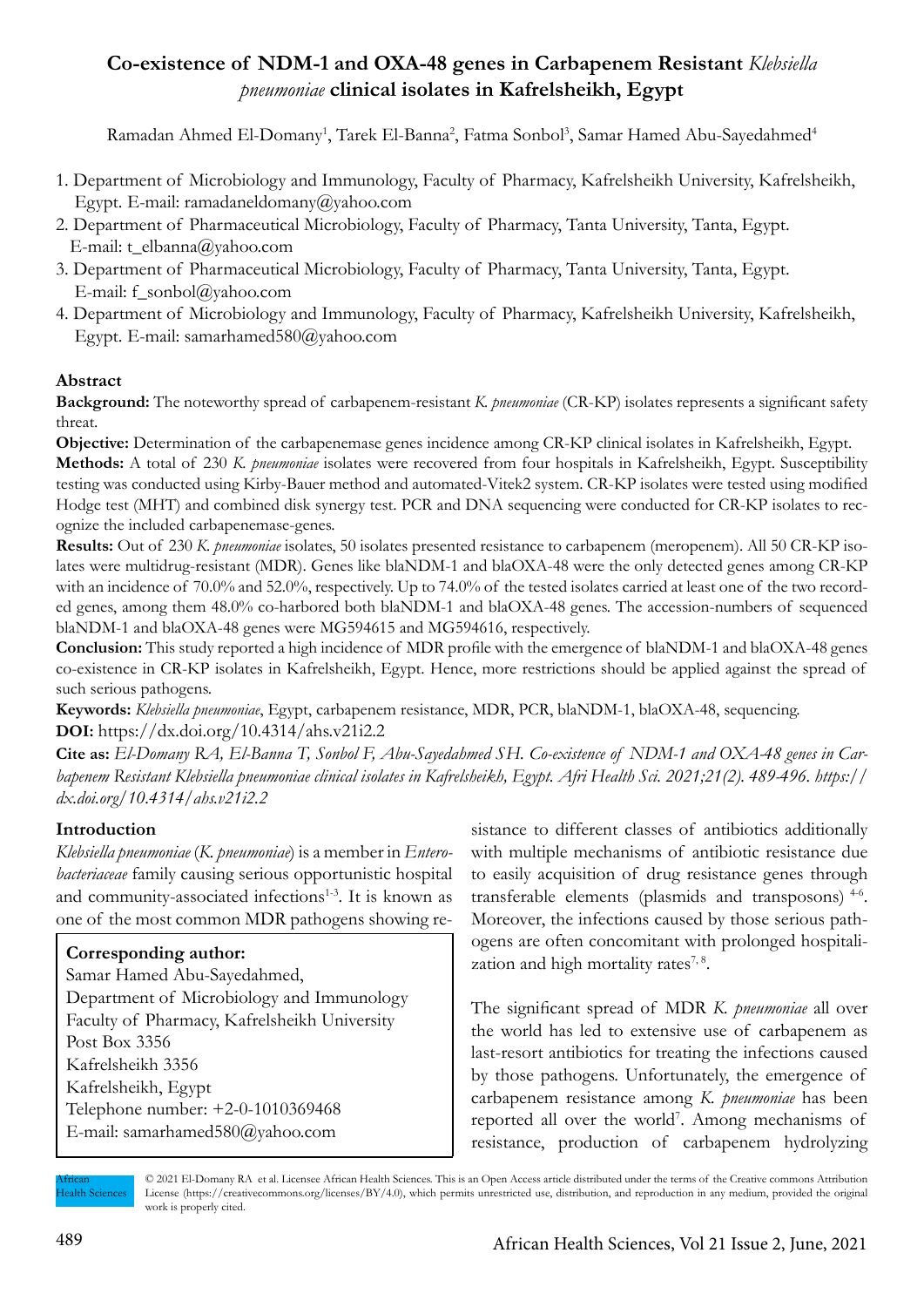# Co-existence of NDM-1 and OXA-48 genes in Carbapenem Resistant *Klebsiella pneumoniae* clinical isolates in Kafrelsheikh, Egypt

Ramadan Ahmed El-Domany[1], Tarek El-Banna[2], Fatma Sonbol[3], Samar Hamed Abu-Sayedahmed[4]

1. Department of Microbiology and Immunology, Faculty of Pharmacy, Kafrelsheikh University, Kafrelsheikh, Egypt. E-mail: ramadaneldomany@yahoo.com
2. Department of Pharmaceutical Microbiology, Faculty of Pharmacy, Tanta University, Tanta, Egypt. E-mail: t_elbanna@yahoo.com
3. Department of Pharmaceutical Microbiology, Faculty of Pharmacy, Tanta University, Tanta, Egypt. E-mail: f_sonbol@yahoo.com
4. Department of Microbiology and Immunology, Faculty of Pharmacy, Kafrelsheikh University, Kafrelsheikh, Egypt. E-mail: samarhamed580@yahoo.com

## Abstract

**Background:** The noteworthy spread of carbapenem-resistant *K. pneumoniae* (CR-KP) isolates represents a significant safety threat.

**Objective:** Determination of the carbapenemase genes incidence among CR-KP clinical isolates in Kafrelsheikh, Egypt.

**Methods:** A total of 230 *K. pneumoniae* isolates were recovered from four hospitals in Kafrelsheikh, Egypt. Susceptibility testing was conducted using Kirby-Bauer method and automated-Vitek2 system. CR-KP isolates were tested using modified Hodge test (MHT) and combined disk synergy test. PCR and DNA sequencing were conducted for CR-KP isolates to recognize the included carbapenemase-genes.

**Results:** Out of 230 *K. pneumoniae* isolates, 50 isolates presented resistance to carbapenem (meropenem). All 50 CR-KP isolates were multidrug-resistant (MDR). Genes like blaNDM-1 and blaOXA-48 were the only detected genes among CR-KP with an incidence of 70.0% and 52.0%, respectively. Up to 74.0% of the tested isolates carried at least one of the two recorded genes, among them 48.0% co-harbored both blaNDM-1 and blaOXA-48 genes. The accession-numbers of sequenced blaNDM-1 and blaOXA-48 genes were MG594615 and MG594616, respectively.

**Conclusion:** This study reported a high incidence of MDR profile with the emergence of blaNDM-1 and blaOXA-48 genes co-existence in CR-KP isolates in Kafrelsheikh, Egypt. Hence, more restrictions should be applied against the spread of such serious pathogens.

**Keywords:** *Klebsiella pneumoniae*, Egypt, carbapenem resistance, MDR, PCR, blaNDM-1, blaOXA-48, sequencing.

**DOI:** https://dx.doi.org/10.4314/ahs.v21i2.2

**Cite as:** *El-Domany RA, El-Banna T, Sonbol F, Abu-Sayedahmed SH. Co-existence of NDM-1 and OXA-48 genes in Carbapenem Resistant Klebsiella pneumoniae clinical isolates in Kafrelsheikh, Egypt. Afri Health Sci. 2021;21(2). 489-496. https://dx.doi.org/10.4314/ahs.v21i2.2*

## Introduction

*Klebsiella pneumoniae* (*K. pneumoniae*) is a member in *Enterobacteriaceae* family causing serious opportunistic hospital and community-associated infections[1-3]. It is known as one of the most common MDR pathogens showing resistance to different classes of antibiotics additionally with multiple mechanisms of antibiotic resistance due to easily acquisition of drug resistance genes through transferable elements (plasmids and transposons) [4-6]. Moreover, the infections caused by those serious pathogens are often concomitant with prolonged hospitalization and high mortality rates[7, 8].

The significant spread of MDR *K. pneumoniae* all over the world has led to extensive use of carbapenem as last-resort antibiotics for treating the infections caused by those pathogens. Unfortunately, the emergence of carbapenem resistance among *K. pneumoniae* has been reported all over the world[7]. Among mechanisms of resistance, production of carbapenem hydrolyzing

**Corresponding author:**
Samar Hamed Abu-Sayedahmed,
Department of Microbiology and Immunology
Faculty of Pharmacy, Kafrelsheikh University
Post Box 3356
Kafrelsheikh 3356
Kafrelsheikh, Egypt
Telephone number: +2-0-1010369468
E-mail: samarhamed580@yahoo.com

© 2021 El-Domany RA et al. Licensee African Health Sciences. This is an Open Access article distributed under the terms of the Creative commons Attribution License (https://creativecommons.org/licenses/BY/4.0), which permits unrestricted use, distribution, and reproduction in any medium, provided the original work is properly cited.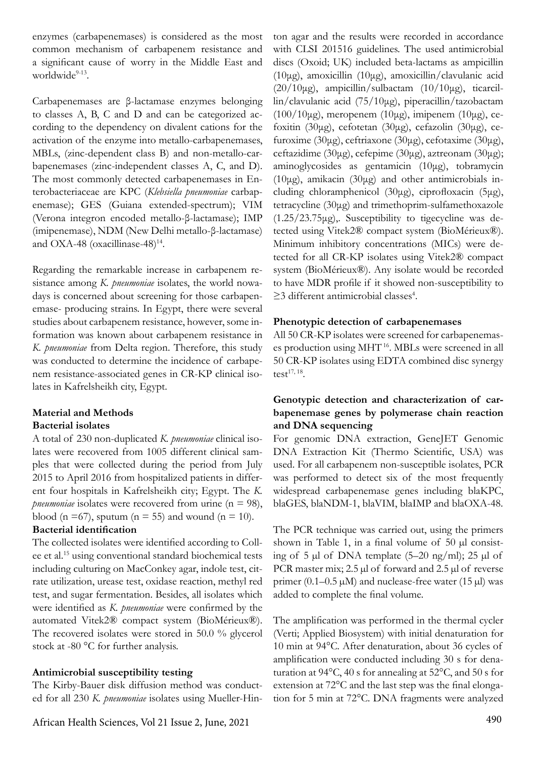enzymes (carbapenemases) is considered as the most common mechanism of carbapenem resistance and a significant cause of worry in the Middle East and worldwide[9-13].

Carbapenemases are β-lactamase enzymes belonging to classes A, B, C and D and can be categorized according to the dependency on divalent cations for the activation of the enzyme into metallo-carbapenemases, MBLs, (zinc-dependent class B) and non-metallo-carbapenemases (zinc-independent classes A, C, and D). The most commonly detected carbapenemases in Enterobacteriaceae are KPC (*Klebsiella pneumoniae* carbapenemase); GES (Guiana extended-spectrum); VIM (Verona integron encoded metallo-β-lactamase); IMP (imipenemase), NDM (New Delhi metallo-β-lactamase) and OXA-48 (oxacillinase-48)[14].

Regarding the remarkable increase in carbapenem resistance among *K. pneumoniae* isolates, the world nowadays is concerned about screening for those carbapenemase- producing strains. In Egypt, there were several studies about carbapenem resistance, however, some information was known about carbapenem resistance in *K. pneumoniae* from Delta region. Therefore, this study was conducted to determine the incidence of carbapenem resistance-associated genes in CR-KP clinical isolates in Kafrelsheikh city, Egypt.

## Material and Methods

### Bacterial isolates

A total of 230 non-duplicated *K. pneumoniae* clinical isolates were recovered from 1005 different clinical samples that were collected during the period from July 2015 to April 2016 from hospitalized patients in different four hospitals in Kafrelsheikh city; Egypt. The *K. pneumoniae* isolates were recovered from urine (n = 98), blood (n =67), sputum (n = 55) and wound (n = 10).

### Bacterial identification

The collected isolates were identified according to Collee et al.[15] using conventional standard biochemical tests including culturing on MacConkey agar, indole test, citrate utilization, urease test, oxidase reaction, methyl red test, and sugar fermentation. Besides, all isolates which were identified as *K. pneumoniae* were confirmed by the automated Vitek2® compact system (BioMérieux®). The recovered isolates were stored in 50.0 % glycerol stock at -80 °C for further analysis.

### Antimicrobial susceptibility testing

The Kirby-Bauer disk diffusion method was conducted for all 230 *K. pneumoniae* isolates using Mueller-Hinton agar and the results were recorded in accordance with CLSI 201516 guidelines. The used antimicrobial discs (Oxoid; UK) included beta-lactams as ampicillin (10μg), amoxicillin (10μg), amoxicillin/clavulanic acid (20/10μg), ampicillin/sulbactam (10/10μg), ticarcillin/clavulanic acid (75/10μg), piperacillin/tazobactam (100/10μg), meropenem (10μg), imipenem (10μg), cefoxitin (30μg), cefotetan (30μg), cefazolin (30μg), cefuroxime (30μg), ceftriaxone (30μg), cefotaxime (30μg), ceftazidime (30μg), cefepime (30μg), aztreonam (30μg); aminoglycosides as gentamicin (10μg), tobramycin (10μg), amikacin (30μg) and other antimicrobials including chloramphenicol (30μg), ciprofloxacin (5μg), tetracycline (30μg) and trimethoprim-sulfamethoxazole (1.25/23.75μg),. Susceptibility to tigecycline was detected using Vitek2® compact system (BioMérieux®). Minimum inhibitory concentrations (MICs) were detected for all CR-KP isolates using Vitek2® compact system (BioMérieux®). Any isolate would be recorded to have MDR profile if it showed non-susceptibility to ≥3 different antimicrobial classes[4].

### Phenotypic detection of carbapenemases

All 50 CR-KP isolates were screened for carbapenemases production using MHT[16]. MBLs were screened in all 50 CR-KP isolates using EDTA combined disc synergy test[17, 18].

### Genotypic detection and characterization of carbapenemase genes by polymerase chain reaction and DNA sequencing

For genomic DNA extraction, GeneJET Genomic DNA Extraction Kit (Thermo Scientific, USA) was used. For all carbapenem non-susceptible isolates, PCR was performed to detect six of the most frequently widespread carbapenemase genes including blaKPC, blaGES, blaNDM-1, blaVIM, blaIMP and blaOXA-48.

The PCR technique was carried out, using the primers shown in Table 1, in a final volume of 50 μl consisting of 5 μl of DNA template (5–20 ng/ml); 25 μl of PCR master mix; 2.5 μl of forward and 2.5 μl of reverse primer (0.1–0.5 μM) and nuclease-free water (15 μl) was added to complete the final volume.

The amplification was performed in the thermal cycler (Verti; Applied Biosystem) with initial denaturation for 10 min at 94°C. After denaturation, about 36 cycles of amplification were conducted including 30 s for denaturation at 94°C, 40 s for annealing at 52°C, and 50 s for extension at 72°C and the last step was the final elongation for 5 min at 72°C. DNA fragments were analyzed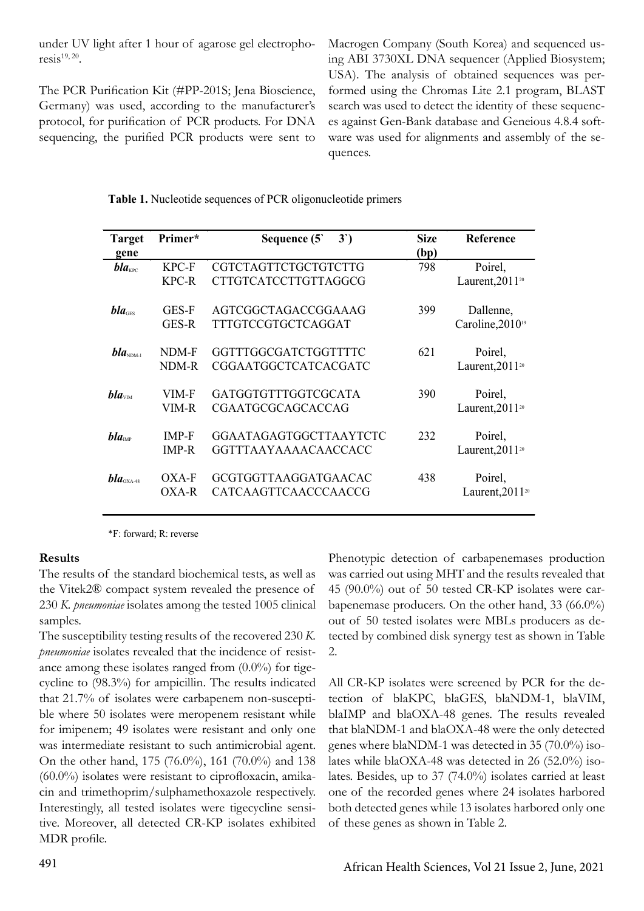under UV light after 1 hour of agarose gel electrophoresis[19, 20].

The PCR Purification Kit (#PP-201S; Jena Bioscience, Germany) was used, according to the manufacturer's protocol, for purification of PCR products. For DNA sequencing, the purified PCR products were sent to Macrogen Company (South Korea) and sequenced using ABI 3730XL DNA sequencer (Applied Biosystem; USA). The analysis of obtained sequences was performed using the Chromas Lite 2.1 program, BLAST search was used to detect the identity of these sequences against Gen-Bank database and Geneious 4.8.4 software was used for alignments and assembly of the sequences.

**Table 1.** Nucleotide sequences of PCR oligonucleotide primers

| Target gene | Primer* | Sequence (5` 3`) | Size (bp) | Reference |
|---|---|---|---|---|
| ***bla*$_{KPC}$** | KPC-F<br>KPC-R | CGTCTAGTTCTGCTGTCTTG<br>CTTGTCATCCTTGTTAGGCG | 798 | Poirel, Laurent,2011[20] |
| ***bla*$_{GES}$** | GES-F<br>GES-R | AGTCGGCTAGACCGGAAAG<br>TTTGTCCGTGCTCAGGAT | 399 | Dallenne, Caroline,2010[19] |
| ***bla*$_{NDM-1}$** | NDM-F<br>NDM-R | GGTTTGGCGATCTGGTTTTC<br>CGGAATGGCTCATCACGATC | 621 | Poirel, Laurent,2011[20] |
| ***bla*$_{VIM}$** | VIM-F<br>VIM-R | GATGGTGTTTGGTCGCATA<br>CGAATGCGCAGCACCAG | 390 | Poirel, Laurent,2011[20] |
| ***bla*$_{IMP}$** | IMP-F<br>IMP-R | GGAATAGAGTGGCTTAAYTCTC<br>GGTTTAAYAAAACAACCACC | 232 | Poirel, Laurent,2011[20] |
| ***bla*$_{OXA-48}$** | OXA-F<br>OXA-R | GCGTGGTTAAGGATGAACAC<br>CATCAAGTTCAACCCAACCG | 438 | Poirel, Laurent,2011[20] |

*F: forward; R: reverse

## Results

The results of the standard biochemical tests, as well as the Vitek2® compact system revealed the presence of 230 *K. pneumoniae* isolates among the tested 1005 clinical samples.

The susceptibility testing results of the recovered 230 *K. pneumoniae* isolates revealed that the incidence of resistance among these isolates ranged from (0.0%) for tigecycline to (98.3%) for ampicillin. The results indicated that 21.7% of isolates were carbapenem non-susceptible where 50 isolates were meropenem resistant while for imipenem; 49 isolates were resistant and only one was intermediate resistant to such antimicrobial agent. On the other hand, 175 (76.0%), 161 (70.0%) and 138 (60.0%) isolates were resistant to ciprofloxacin, amikacin and trimethoprim/sulphamethoxazole respectively. Interestingly, all tested isolates were tigecycline sensitive. Moreover, all detected CR-KP isolates exhibited MDR profile.

Phenotypic detection of carbapenemases production was carried out using MHT and the results revealed that 45 (90.0%) out of 50 tested CR-KP isolates were carbapenemase producers. On the other hand, 33 (66.0%) out of 50 tested isolates were MBLs producers as detected by combined disk synergy test as shown in Table 2.

All CR-KP isolates were screened by PCR for the detection of blaKPC, blaGES, blaNDM-1, blaVIM, blaIMP and blaOXA-48 genes. The results revealed that blaNDM-1 and blaOXA-48 were the only detected genes where blaNDM-1 was detected in 35 (70.0%) isolates while blaOXA-48 was detected in 26 (52.0%) isolates. Besides, up to 37 (74.0%) isolates carried at least one of the recorded genes where 24 isolates harbored both detected genes while 13 isolates harbored only one of these genes as shown in Table 2.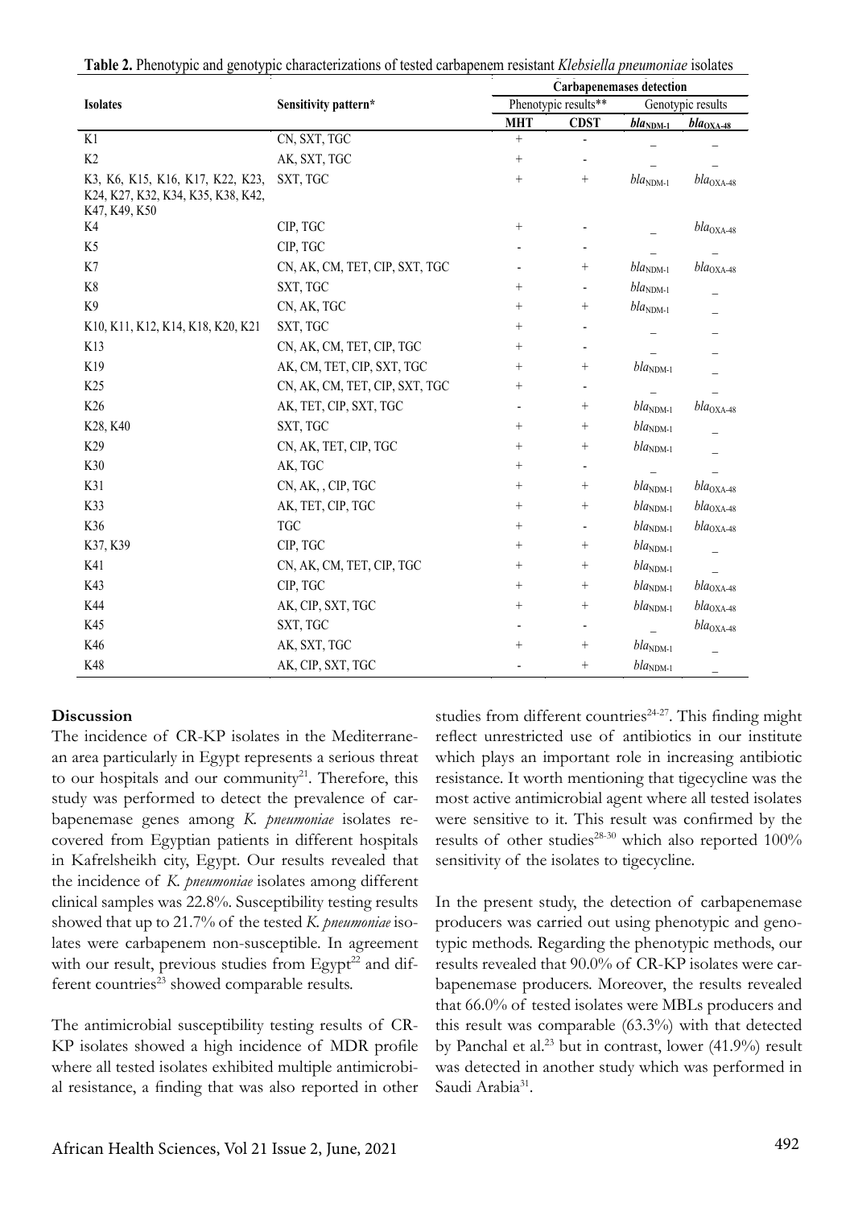**Table 2.** Phenotypic and genotypic characterizations of tested carbapenem resistant *Klebsiella pneumoniae* isolates

| Isolates | Sensitivity pattern* | Carbapenemases detection | | | |
|---|---|---|---|---|---|
| | | Phenotypic results** | | Genotypic results | |
| | | **MHT** | **CDST** | ***bla*$_{NDM-1}$** | ***bla*$_{OXA-48}$** |
| K1 | CN, SXT, TGC | + | - | _ | _ |
| K2 | AK, SXT, TGC | + | - | _ | _ |
| K3, K6, K15, K16, K17, K22, K23, K24, K27, K32, K34, K35, K38, K42, K47, K49, K50 | SXT, TGC | + | + | *bla*$_{NDM-1}$ | *bla*$_{OXA-48}$ |
| K4 | CIP, TGC | + | - | _ | *bla*$_{OXA-48}$ |
| K5 | CIP, TGC | - | - | _ | _ |
| K7 | CN, AK, CM, TET, CIP, SXT, TGC | - | + | *bla*$_{NDM-1}$ | *bla*$_{OXA-48}$ |
| K8 | SXT, TGC | + | - | *bla*$_{NDM-1}$ | _ |
| K9 | CN, AK, TGC | + | + | *bla*$_{NDM-1}$ | _ |
| K10, K11, K12, K14, K18, K20, K21 | SXT, TGC | + | - | _ | _ |
| K13 | CN, AK, CM, TET, CIP, TGC | + | - | _ | _ |
| K19 | AK, CM, TET, CIP, SXT, TGC | + | + | *bla*$_{NDM-1}$ | _ |
| K25 | CN, AK, CM, TET, CIP, SXT, TGC | + | - | _ | _ |
| K26 | AK, TET, CIP, SXT, TGC | - | + | *bla*$_{NDM-1}$ | *bla*$_{OXA-48}$ |
| K28, K40 | SXT, TGC | + | + | *bla*$_{NDM-1}$ | _ |
| K29 | CN, AK, TET, CIP, TGC | + | + | *bla*$_{NDM-1}$ | _ |
| K30 | AK, TGC | + | - | _ | _ |
| K31 | CN, AK, , CIP, TGC | + | + | *bla*$_{NDM-1}$ | *bla*$_{OXA-48}$ |
| K33 | AK, TET, CIP, TGC | + | + | *bla*$_{NDM-1}$ | *bla*$_{OXA-48}$ |
| K36 | TGC | + | - | *bla*$_{NDM-1}$ | *bla*$_{OXA-48}$ |
| K37, K39 | CIP, TGC | + | + | *bla*$_{NDM-1}$ | _ |
| K41 | CN, AK, CM, TET, CIP, TGC | + | + | *bla*$_{NDM-1}$ | _ |
| K43 | CIP, TGC | + | + | *bla*$_{NDM-1}$ | *bla*$_{OXA-48}$ |
| K44 | AK, CIP, SXT, TGC | + | + | *bla*$_{NDM-1}$ | *bla*$_{OXA-48}$ |
| K45 | SXT, TGC | - | - | _ | *bla*$_{OXA-48}$ |
| K46 | AK, SXT, TGC | + | + | *bla*$_{NDM-1}$ | _ |
| K48 | AK, CIP, SXT, TGC | - | + | *bla*$_{NDM-1}$ | _ |

## Discussion

The incidence of CR-KP isolates in the Mediterranean area particularly in Egypt represents a serious threat to our hospitals and our community[21]. Therefore, this study was performed to detect the prevalence of carbapenemase genes among *K. pneumoniae* isolates recovered from Egyptian patients in different hospitals in Kafrelsheikh city, Egypt. Our results revealed that the incidence of *K. pneumoniae* isolates among different clinical samples was 22.8%. Susceptibility testing results showed that up to 21.7% of the tested *K. pneumoniae* isolates were carbapenem non-susceptible. In agreement with our result, previous studies from Egypt[22] and different countries[23] showed comparable results.

The antimicrobial susceptibility testing results of CR-KP isolates showed a high incidence of MDR profile where all tested isolates exhibited multiple antimicrobial resistance, a finding that was also reported in other studies from different countries[24-27]. This finding might reflect unrestricted use of antibiotics in our institute which plays an important role in increasing antibiotic resistance. It worth mentioning that tigecycline was the most active antimicrobial agent where all tested isolates were sensitive to it. This result was confirmed by the results of other studies[28-30] which also reported 100% sensitivity of the isolates to tigecycline.

In the present study, the detection of carbapenemase producers was carried out using phenotypic and genotypic methods. Regarding the phenotypic methods, our results revealed that 90.0% of CR-KP isolates were carbapenemase producers. Moreover, the results revealed that 66.0% of tested isolates were MBLs producers and this result was comparable (63.3%) with that detected by Panchal et al.[23] but in contrast, lower (41.9%) result was detected in another study which was performed in Saudi Arabia[31].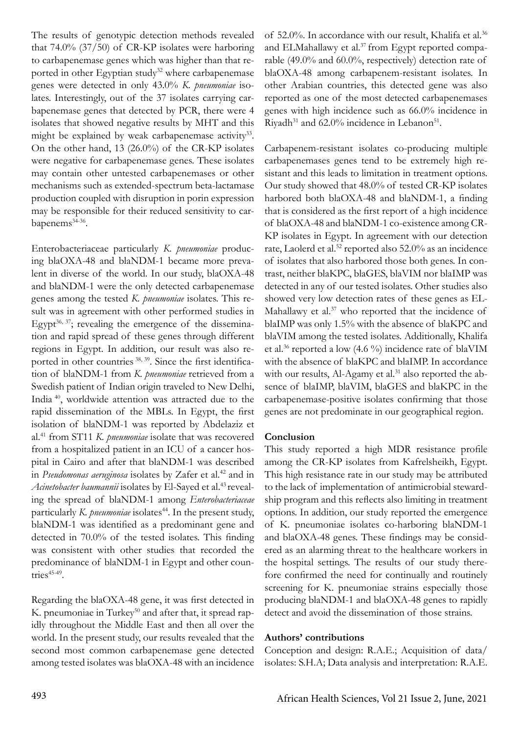The results of genotypic detection methods revealed that 74.0% (37/50) of CR-KP isolates were harboring to carbapenemase genes which was higher than that reported in other Egyptian study[32] where carbapenemase genes were detected in only 43.0% *K. pneumoniae* isolates. Interestingly, out of the 37 isolates carrying carbapenemase genes that detected by PCR, there were 4 isolates that showed negative results by MHT and this might be explained by weak carbapenemase activity[33]. On the other hand, 13 (26.0%) of the CR-KP isolates were negative for carbapenemase genes. These isolates may contain other untested carbapenemases or other mechanisms such as extended-spectrum beta-lactamase production coupled with disruption in porin expression may be responsible for their reduced sensitivity to carbapenems[34-36].

Enterobacteriaceae particularly *K. pneumoniae* producing blaOXA-48 and blaNDM-1 became more prevalent in diverse of the world. In our study, blaOXA-48 and blaNDM-1 were the only detected carbapenemase genes among the tested *K. pneumoniae* isolates. This result was in agreement with other performed studies in Egypt[36, 37]; revealing the emergence of the dissemination and rapid spread of these genes through different regions in Egypt. In addition, our result was also reported in other countries [38, 39]. Since the first identification of blaNDM-1 from *K. pneumoniae* retrieved from a Swedish patient of Indian origin traveled to New Delhi, India [40], worldwide attention was attracted due to the rapid dissemination of the MBLs. In Egypt, the first isolation of blaNDM-1 was reported by Abdelaziz et al.[41] from ST11 *K. pneumoniae* isolate that was recovered from a hospitalized patient in an ICU of a cancer hospital in Cairo and after that blaNDM-1 was described in *Pseudomonas aeruginosa* isolates by Zafer et al.[42] and in *Acinetobacter baumannii* isolates by El-Sayed et al.[43] revealing the spread of blaNDM-1 among *Enterobacteriaceae* particularly *K. pneumoniae* isolates[44]. In the present study, blaNDM-1 was identified as a predominant gene and detected in 70.0% of the tested isolates. This finding was consistent with other studies that recorded the predominance of blaNDM-1 in Egypt and other countries[45-49].

Regarding the blaOXA-48 gene, it was first detected in K. pneumoniae in Turkey[50] and after that, it spread rapidly throughout the Middle East and then all over the world. In the present study, our results revealed that the second most common carbapenemase gene detected among tested isolates was blaOXA-48 with an incidence of 52.0%. In accordance with our result, Khalifa et al.[36] and ELMahallawy et al.[37] from Egypt reported comparable (49.0% and 60.0%, respectively) detection rate of blaOXA-48 among carbapenem-resistant isolates. In other Arabian countries, this detected gene was also reported as one of the most detected carbapenemases genes with high incidence such as 66.0% incidence in Riyadh[31] and 62.0% incidence in Lebanon[51].

Carbapenem-resistant isolates co-producing multiple carbapenemases genes tend to be extremely high resistant and this leads to limitation in treatment options. Our study showed that 48.0% of tested CR-KP isolates harbored both blaOXA-48 and blaNDM-1, a finding that is considered as the first report of a high incidence of blaOXA-48 and blaNDM-1 co-existence among CR-KP isolates in Egypt. In agreement with our detection rate, Laolerd et al.[52] reported also 52.0% as an incidence of isolates that also harbored those both genes. In contrast, neither blaKPC, blaGES, blaVIM nor blaIMP was detected in any of our tested isolates. Other studies also showed very low detection rates of these genes as EL-Mahallawy et al.[37] who reported that the incidence of blaIMP was only 1.5% with the absence of blaKPC and blaVIM among the tested isolates. Additionally, Khalifa et al.[36] reported a low (4.6 %) incidence rate of blaVIM with the absence of blaKPC and blaIMP. In accordance with our results, Al-Agamy et al.[31] also reported the absence of blaIMP, blaVIM, blaGES and blaKPC in the carbapenemase-positive isolates confirming that those genes are not predominate in our geographical region.

**Conclusion**

This study reported a high MDR resistance profile among the CR-KP isolates from Kafrelsheikh, Egypt. This high resistance rate in our study may be attributed to the lack of implementation of antimicrobial stewardship program and this reflects also limiting in treatment options. In addition, our study reported the emergence of K. pneumoniae isolates co-harboring blaNDM-1 and blaOXA-48 genes. These findings may be considered as an alarming threat to the healthcare workers in the hospital settings. The results of our study therefore confirmed the need for continually and routinely screening for K. pneumoniae strains especially those producing blaNDM-1 and blaOXA-48 genes to rapidly detect and avoid the dissemination of those strains.

**Authors' contributions**

Conception and design: R.A.E.; Acquisition of data/isolates: S.H.A; Data analysis and interpretation: R.A.E.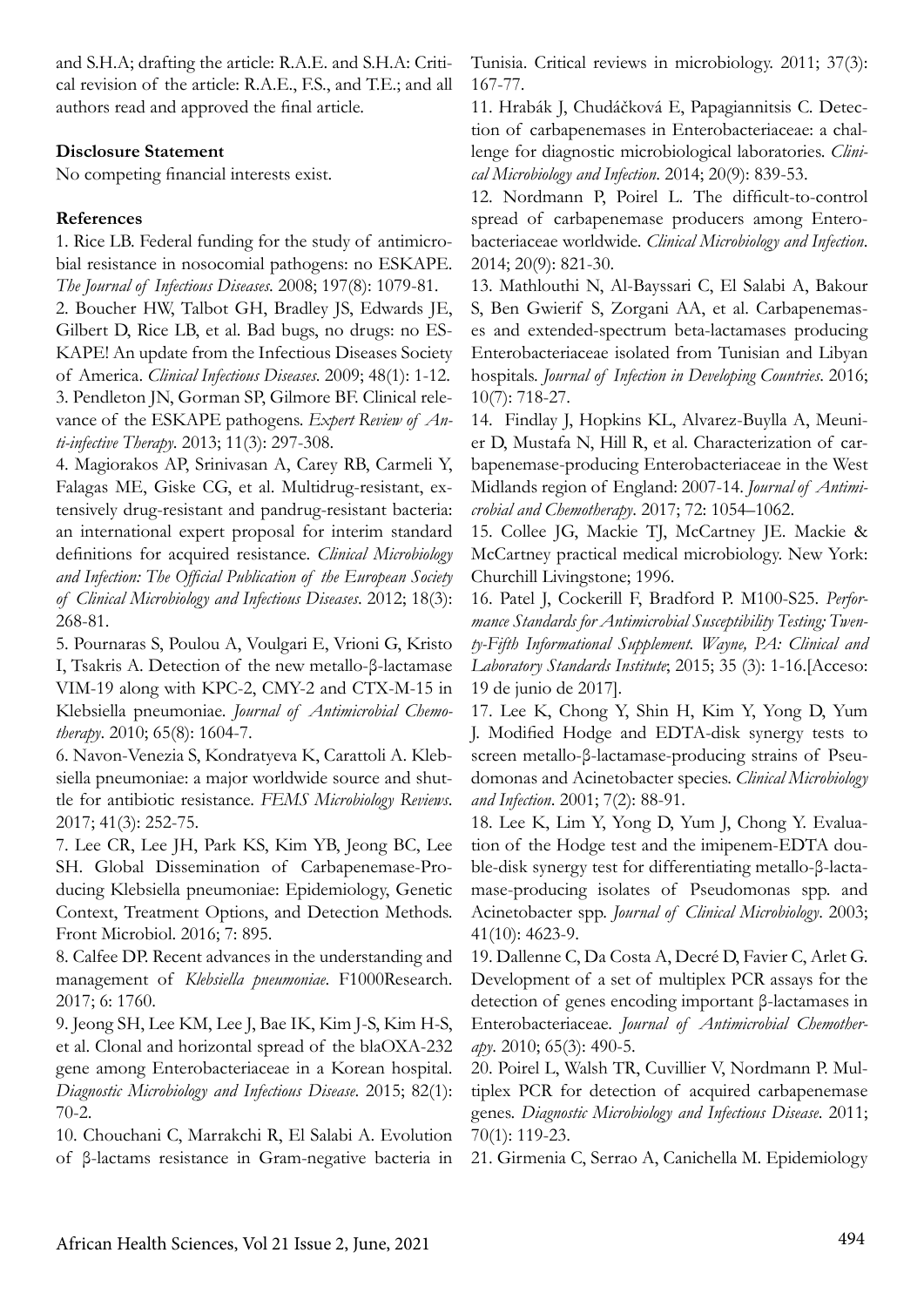and S.H.A; drafting the article: R.A.E. and S.H.A: Critical revision of the article: R.A.E., F.S., and T.E.; and all authors read and approved the final article.

**Disclosure Statement**

No competing financial interests exist.

**References**

1. Rice LB. Federal funding for the study of antimicrobial resistance in nosocomial pathogens: no ESKAPE. *The Journal of Infectious Diseases*. 2008; 197(8): 1079-81.

2. Boucher HW, Talbot GH, Bradley JS, Edwards JE, Gilbert D, Rice LB, et al. Bad bugs, no drugs: no ESKAPE! An update from the Infectious Diseases Society of America. *Clinical Infectious Diseases*. 2009; 48(1): 1-12.

3. Pendleton JN, Gorman SP, Gilmore BF. Clinical relevance of the ESKAPE pathogens. *Expert Review of Anti-infective Therapy*. 2013; 11(3): 297-308.

4. Magiorakos AP, Srinivasan A, Carey RB, Carmeli Y, Falagas ME, Giske CG, et al. Multidrug-resistant, extensively drug-resistant and pandrug-resistant bacteria: an international expert proposal for interim standard definitions for acquired resistance. *Clinical Microbiology and Infection: The Official Publication of the European Society of Clinical Microbiology and Infectious Diseases*. 2012; 18(3): 268-81.

5. Pournaras S, Poulou A, Voulgari E, Vrioni G, Kristo I, Tsakris A. Detection of the new metallo-β-lactamase VIM-19 along with KPC-2, CMY-2 and CTX-M-15 in Klebsiella pneumoniae. *Journal of Antimicrobial Chemotherapy*. 2010; 65(8): 1604-7.

6. Navon-Venezia S, Kondratyeva K, Carattoli A. Klebsiella pneumoniae: a major worldwide source and shuttle for antibiotic resistance. *FEMS Microbiology Reviews*. 2017; 41(3): 252-75.

7. Lee CR, Lee JH, Park KS, Kim YB, Jeong BC, Lee SH. Global Dissemination of Carbapenemase-Producing Klebsiella pneumoniae: Epidemiology, Genetic Context, Treatment Options, and Detection Methods. Front Microbiol. 2016; 7: 895.

8. Calfee DP. Recent advances in the understanding and management of *Klebsiella pneumoniae*. F1000Research. 2017; 6: 1760.

9. Jeong SH, Lee KM, Lee J, Bae IK, Kim J-S, Kim H-S, et al. Clonal and horizontal spread of the blaOXA-232 gene among Enterobacteriaceae in a Korean hospital. *Diagnostic Microbiology and Infectious Disease*. 2015; 82(1): 70-2.

10. Chouchani C, Marrakchi R, El Salabi A. Evolution of β-lactams resistance in Gram-negative bacteria in Tunisia. Critical reviews in microbiology. 2011; 37(3): 167-77.

11. Hrabák J, Chudáčková E, Papagiannitsis C. Detection of carbapenemases in Enterobacteriaceae: a challenge for diagnostic microbiological laboratories. *Clinical Microbiology and Infection*. 2014; 20(9): 839-53.

12. Nordmann P, Poirel L. The difficult-to-control spread of carbapenemase producers among Enterobacteriaceae worldwide. *Clinical Microbiology and Infection*. 2014; 20(9): 821-30.

13. Mathlouthi N, Al-Bayssari C, El Salabi A, Bakour S, Ben Gwierif S, Zorgani AA, et al. Carbapenemases and extended-spectrum beta-lactamases producing Enterobacteriaceae isolated from Tunisian and Libyan hospitals. *Journal of Infection in Developing Countries*. 2016; 10(7): 718-27.

14. Findlay J, Hopkins KL, Alvarez-Buylla A, Meunier D, Mustafa N, Hill R, et al. Characterization of carbapenemase-producing Enterobacteriaceae in the West Midlands region of England: 2007-14. *Journal of Antimicrobial and Chemotherapy*. 2017; 72: 1054–1062.

15. Collee JG, Mackie TJ, McCartney JE. Mackie & McCartney practical medical microbiology. New York: Churchill Livingstone; 1996.

16. Patel J, Cockerill F, Bradford P. M100-S25. *Performance Standards for Antimicrobial Susceptibility Testing; Twenty-Fifth Informational Supplement. Wayne, PA: Clinical and Laboratory Standards Institute*; 2015; 35 (3): 1-16.[Acceso: 19 de junio de 2017].

17. Lee K, Chong Y, Shin H, Kim Y, Yong D, Yum J. Modified Hodge and EDTA-disk synergy tests to screen metallo-β-lactamase-producing strains of Pseudomonas and Acinetobacter species. *Clinical Microbiology and Infection*. 2001; 7(2): 88-91.

18. Lee K, Lim Y, Yong D, Yum J, Chong Y. Evaluation of the Hodge test and the imipenem-EDTA double-disk synergy test for differentiating metallo-β-lactamase-producing isolates of Pseudomonas spp. and Acinetobacter spp. *Journal of Clinical Microbiology*. 2003; 41(10): 4623-9.

19. Dallenne C, Da Costa A, Decré D, Favier C, Arlet G. Development of a set of multiplex PCR assays for the detection of genes encoding important β-lactamases in Enterobacteriaceae. *Journal of Antimicrobial Chemotherapy*. 2010; 65(3): 490-5.

20. Poirel L, Walsh TR, Cuvillier V, Nordmann P. Multiplex PCR for detection of acquired carbapenemase genes. *Diagnostic Microbiology and Infectious Disease*. 2011; 70(1): 119-23.

21. Girmenia C, Serrao A, Canichella M. Epidemiology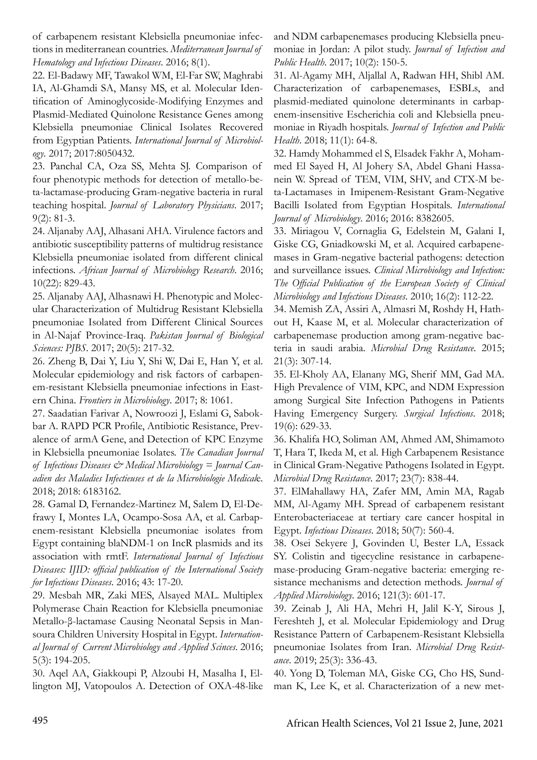of carbapenem resistant Klebsiella pneumoniae infections in mediterranean countries. *Mediterranean Journal of Hematology and Infectious Diseases*. 2016; 8(1).

22. El-Badawy MF, Tawakol WM, El-Far SW, Maghrabi IA, Al-Ghamdi SA, Mansy MS, et al. Molecular Identification of Aminoglycoside-Modifying Enzymes and Plasmid-Mediated Quinolone Resistance Genes among Klebsiella pneumoniae Clinical Isolates Recovered from Egyptian Patients. *International Journal of Microbiology*. 2017; 2017:8050432.

23. Panchal CA, Oza SS, Mehta SJ. Comparison of four phenotypic methods for detection of metallo-beta-lactamase-producing Gram-negative bacteria in rural teaching hospital. *Journal of Laboratory Physicians*. 2017; 9(2): 81-3.

24. Aljanaby AAJ, Alhasani AHA. Virulence factors and antibiotic susceptibility patterns of multidrug resistance Klebsiella pneumoniae isolated from different clinical infections. *African Journal of Microbiology Research*. 2016; 10(22): 829-43.

25. Aljanaby AAJ, Alhasnawi H. Phenotypic and Molecular Characterization of Multidrug Resistant Klebsiella pneumoniae Isolated from Different Clinical Sources in Al-Najaf Province-Iraq. *Pakistan Journal of Biological Sciences: PJBS*. 2017; 20(5): 217-32.

26. Zheng B, Dai Y, Liu Y, Shi W, Dai E, Han Y, et al. Molecular epidemiology and risk factors of carbapenem-resistant Klebsiella pneumoniae infections in Eastern China. *Frontiers in Microbiology*. 2017; 8: 1061.

27. Saadatian Farivar A, Nowroozi J, Eslami G, Sabokbar A. RAPD PCR Profile, Antibiotic Resistance, Prevalence of armA Gene, and Detection of KPC Enzyme in Klebsiella pneumoniae Isolates. *The Canadian Journal of Infectious Diseases & Medical Microbiology = Journal Canadien des Maladies Infectieuses et de la Microbiologie Medicale*. 2018; 2018: 6183162.

28. Gamal D, Fernandez-Martinez M, Salem D, El-Defrawy I, Montes LA, Ocampo-Sosa AA, et al. Carbapenem-resistant Klebsiella pneumoniae isolates from Egypt containing blaNDM-1 on IncR plasmids and its association with rmtF. *International Journal of Infectious Diseases: IJID: official publication of the International Society for Infectious Diseases*. 2016; 43: 17-20.

29. Mesbah MR, Zaki MES, Alsayed MAL. Multiplex Polymerase Chain Reaction for Klebsiella pneumoniae Metallo-β-lactamase Causing Neonatal Sepsis in Mansoura Children University Hospital in Egypt. *International Journal of Current Microbiology and Applied Scinces*. 2016; 5(3): 194-205.

30. Aqel AA, Giakkoupi P, Alzoubi H, Masalha I, Ellington MJ, Vatopoulos A. Detection of OXA-48-like and NDM carbapenemases producing Klebsiella pneumoniae in Jordan: A pilot study. *Journal of Infection and Public Health*. 2017; 10(2): 150-5.

31. Al-Agamy MH, Aljallal A, Radwan HH, Shibl AM. Characterization of carbapenemases, ESBLs, and plasmid-mediated quinolone determinants in carbapenem-insensitive Escherichia coli and Klebsiella pneumoniae in Riyadh hospitals. *Journal of Infection and Public Health*. 2018; 11(1): 64-8.

32. Hamdy Mohammed el S, Elsadek Fakhr A, Mohammed El Sayed H, Al Johery SA, Abdel Ghani Hassanein W. Spread of TEM, VIM, SHV, and CTX-M beta-Lactamases in Imipenem-Resistant Gram-Negative Bacilli Isolated from Egyptian Hospitals. *International Journal of Microbiology*. 2016; 2016: 8382605.

33. Miriagou V, Cornaglia G, Edelstein M, Galani I, Giske CG, Gniadkowski M, et al. Acquired carbapenemases in Gram-negative bacterial pathogens: detection and surveillance issues. *Clinical Microbiology and Infection: The Official Publication of the European Society of Clinical Microbiology and Infectious Diseases*. 2010; 16(2): 112-22.

34. Memish ZA, Assiri A, Almasri M, Roshdy H, Hathout H, Kaase M, et al. Molecular characterization of carbapenemase production among gram-negative bacteria in saudi arabia. *Microbial Drug Resistance*. 2015; 21(3): 307-14.

35. El-Kholy AA, Elanany MG, Sherif MM, Gad MA. High Prevalence of VIM, KPC, and NDM Expression among Surgical Site Infection Pathogens in Patients Having Emergency Surgery. *Surgical Infections*. 2018; 19(6): 629-33.

36. Khalifa HO, Soliman AM, Ahmed AM, Shimamoto T, Hara T, Ikeda M, et al. High Carbapenem Resistance in Clinical Gram-Negative Pathogens Isolated in Egypt. *Microbial Drug Resistance*. 2017; 23(7): 838-44.

37. ElMahallawy HA, Zafer MM, Amin MA, Ragab MM, Al-Agamy MH. Spread of carbapenem resistant Enterobacteriaceae at tertiary care cancer hospital in Egypt. *Infectious Diseases*. 2018; 50(7): 560-4.

38. Osei Sekyere J, Govinden U, Bester LA, Essack SY. Colistin and tigecycline resistance in carbapenemase-producing Gram-negative bacteria: emerging resistance mechanisms and detection methods. *Journal of Applied Microbiology*. 2016; 121(3): 601-17.

39. Zeinab J, Ali HA, Mehri H, Jalil K-Y, Sirous J, Fereshteh J, et al. Molecular Epidemiology and Drug Resistance Pattern of Carbapenem-Resistant Klebsiella pneumoniae Isolates from Iran. *Microbial Drug Resistance*. 2019; 25(3): 336-43.

40. Yong D, Toleman MA, Giske CG, Cho HS, Sundman K, Lee K, et al. Characterization of a new met-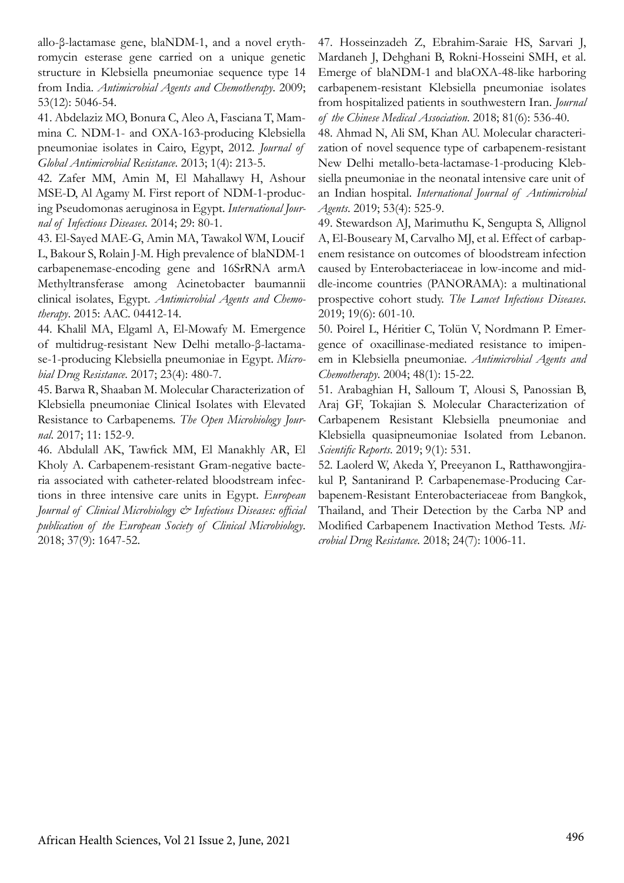allo-β-lactamase gene, blaNDM-1, and a novel erythromycin esterase gene carried on a unique genetic structure in Klebsiella pneumoniae sequence type 14 from India. *Antimicrobial Agents and Chemotherapy*. 2009; 53(12): 5046-54.

41. Abdelaziz MO, Bonura C, Aleo A, Fasciana T, Mammina C. NDM-1- and OXA-163-producing Klebsiella pneumoniae isolates in Cairo, Egypt, 2012. *Journal of Global Antimicrobial Resistance*. 2013; 1(4): 213-5.

42. Zafer MM, Amin M, El Mahallawy H, Ashour MSE-D, Al Agamy M. First report of NDM-1-producing Pseudomonas aeruginosa in Egypt. *International Journal of Infectious Diseases*. 2014; 29: 80-1.

43. El-Sayed MAE-G, Amin MA, Tawakol WM, Loucif L, Bakour S, Rolain J-M. High prevalence of blaNDM-1 carbapenemase-encoding gene and 16SrRNA armA Methyltransferase among Acinetobacter baumannii clinical isolates, Egypt. *Antimicrobial Agents and Chemotherapy*. 2015: AAC. 04412-14.

44. Khalil MA, Elgaml A, El-Mowafy M. Emergence of multidrug-resistant New Delhi metallo-β-lactamase-1-producing Klebsiella pneumoniae in Egypt. *Microbial Drug Resistance*. 2017; 23(4): 480-7.

45. Barwa R, Shaaban M. Molecular Characterization of Klebsiella pneumoniae Clinical Isolates with Elevated Resistance to Carbapenems. *The Open Microbiology Journal*. 2017; 11: 152-9.

46. Abdulall AK, Tawfick MM, El Manakhly AR, El Kholy A. Carbapenem-resistant Gram-negative bacteria associated with catheter-related bloodstream infections in three intensive care units in Egypt. *European Journal of Clinical Microbiology & Infectious Diseases: official publication of the European Society of Clinical Microbiology*. 2018; 37(9): 1647-52.

47. Hosseinzadeh Z, Ebrahim-Saraie HS, Sarvari J, Mardaneh J, Dehghani B, Rokni-Hosseini SMH, et al. Emerge of blaNDM-1 and blaOXA-48-like harboring carbapenem-resistant Klebsiella pneumoniae isolates from hospitalized patients in southwestern Iran. *Journal of the Chinese Medical Association*. 2018; 81(6): 536-40.

48. Ahmad N, Ali SM, Khan AU. Molecular characterization of novel sequence type of carbapenem-resistant New Delhi metallo-beta-lactamase-1-producing Klebsiella pneumoniae in the neonatal intensive care unit of an Indian hospital. *International Journal of Antimicrobial Agents*. 2019; 53(4): 525-9.

49. Stewardson AJ, Marimuthu K, Sengupta S, Allignol A, El-Bouseary M, Carvalho MJ, et al. Effect of carbapenem resistance on outcomes of bloodstream infection caused by Enterobacteriaceae in low-income and middle-income countries (PANORAMA): a multinational prospective cohort study. *The Lancet Infectious Diseases*. 2019; 19(6): 601-10.

50. Poirel L, Héritier C, Tolün V, Nordmann P. Emergence of oxacillinase-mediated resistance to imipenem in Klebsiella pneumoniae. *Antimicrobial Agents and Chemotherapy*. 2004; 48(1): 15-22.

51. Arabaghian H, Salloum T, Alousi S, Panossian B, Araj GF, Tokajian S. Molecular Characterization of Carbapenem Resistant Klebsiella pneumoniae and Klebsiella quasipneumoniae Isolated from Lebanon. *Scientific Reports*. 2019; 9(1): 531.

52. Laolerd W, Akeda Y, Preeyanon L, Ratthawongjirakul P, Santanirand P. Carbapenemase-Producing Carbapenem-Resistant Enterobacteriaceae from Bangkok, Thailand, and Their Detection by the Carba NP and Modified Carbapenem Inactivation Method Tests. *Microbial Drug Resistance*. 2018; 24(7): 1006-11.